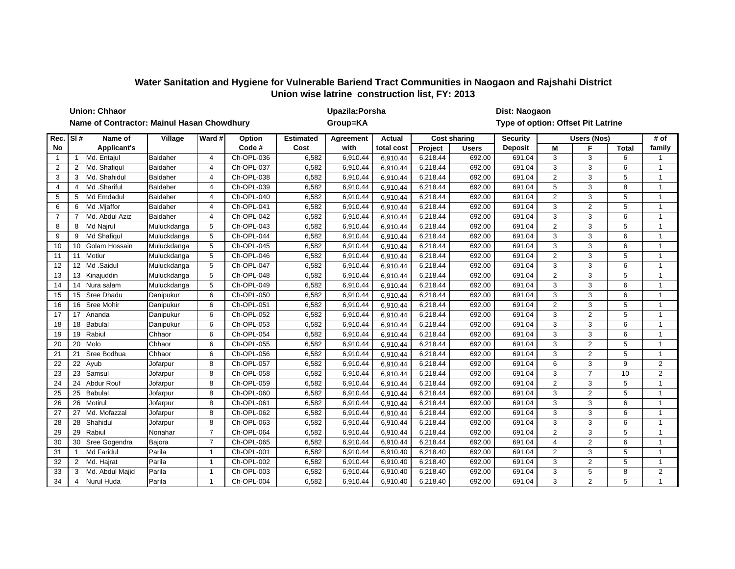# Water Sanitation and Hygiene for Vulnerable Bariend Tract Communities in Naogaon and Rajshahi District

## Union wise latrine construction list, FY: 2013

**Union: Chhaor** **Upazila:Porsha** **Dist: Naogaon**

**Name of Contractor: Mainul Hasan Chowdhury** **Group=KA** **Type of option: Offset Pit Latrine**

| Rec. No | Sl # | Name of Applicant's | Village | Ward # | Option Code # | Estimated Cost | Agreement with | Actual total cost | Cost sharing | | Security Deposit | Users (Nos) | | | # of family |
|---|---|---|---|---|---|---|---|---|---|---|---|---|---|---|---|
| | | | | | | | | | Project | Users | | M | F | Total | |
| 1 | 1 | Md. Entajul | Baldaher | 4 | Ch-OPL-036 | 6,582 | 6,910.44 | 6,910.44 | 6,218.44 | 692.00 | 691.04 | 3 | 3 | 6 | 1 |
| 2 | 2 | Md. Shafiqul | Baldaher | 4 | Ch-OPL-037 | 6,582 | 6,910.44 | 6,910.44 | 6,218.44 | 692.00 | 691.04 | 3 | 3 | 6 | 1 |
| 3 | 3 | Md. Shahidul | Baldaher | 4 | Ch-OPL-038 | 6,582 | 6,910.44 | 6,910.44 | 6,218.44 | 692.00 | 691.04 | 2 | 3 | 5 | 1 |
| 4 | 4 | Md .Shariful | Baldaher | 4 | Ch-OPL-039 | 6,582 | 6,910.44 | 6,910.44 | 6,218.44 | 692.00 | 691.04 | 5 | 3 | 8 | 1 |
| 5 | 5 | Md Emdadul | Baldaher | 4 | Ch-OPL-040 | 6,582 | 6,910.44 | 6,910.44 | 6,218.44 | 692.00 | 691.04 | 2 | 3 | 5 | 1 |
| 6 | 6 | Md .Mjaffor | Baldaher | 4 | Ch-OPL-041 | 6,582 | 6,910.44 | 6,910.44 | 6,218.44 | 692.00 | 691.04 | 3 | 2 | 5 | 1 |
| 7 | 7 | Md. Abdul Aziz | Baldaher | 4 | Ch-OPL-042 | 6,582 | 6,910.44 | 6,910.44 | 6,218.44 | 692.00 | 691.04 | 3 | 3 | 6 | 1 |
| 8 | 8 | Md Najrul | Muluckdanga | 5 | Ch-OPL-043 | 6,582 | 6,910.44 | 6,910.44 | 6,218.44 | 692.00 | 691.04 | 2 | 3 | 5 | 1 |
| 9 | 9 | Md Shafiqul | Muluckdanga | 5 | Ch-OPL-044 | 6,582 | 6,910.44 | 6,910.44 | 6,218.44 | 692.00 | 691.04 | 3 | 3 | 6 | 1 |
| 10 | 10 | Golam Hossain | Muluckdanga | 5 | Ch-OPL-045 | 6,582 | 6,910.44 | 6,910.44 | 6,218.44 | 692.00 | 691.04 | 3 | 3 | 6 | 1 |
| 11 | 11 | Motiur | Muluckdanga | 5 | Ch-OPL-046 | 6,582 | 6,910.44 | 6,910.44 | 6,218.44 | 692.00 | 691.04 | 2 | 3 | 5 | 1 |
| 12 | 12 | Md .Saidul | Muluckdanga | 5 | Ch-OPL-047 | 6,582 | 6,910.44 | 6,910.44 | 6,218.44 | 692.00 | 691.04 | 3 | 3 | 6 | 1 |
| 13 | 13 | Kinajuddin | Muluckdanga | 5 | Ch-OPL-048 | 6,582 | 6,910.44 | 6,910.44 | 6,218.44 | 692.00 | 691.04 | 2 | 3 | 5 | 1 |
| 14 | 14 | Nura salam | Muluckdanga | 5 | Ch-OPL-049 | 6,582 | 6,910.44 | 6,910.44 | 6,218.44 | 692.00 | 691.04 | 3 | 3 | 6 | 1 |
| 15 | 15 | Sree Dhadu | Danipukur | 6 | Ch-OPL-050 | 6,582 | 6,910.44 | 6,910.44 | 6,218.44 | 692.00 | 691.04 | 3 | 3 | 6 | 1 |
| 16 | 16 | Sree Mohir | Danipukur | 6 | Ch-OPL-051 | 6,582 | 6,910.44 | 6,910.44 | 6,218.44 | 692.00 | 691.04 | 2 | 3 | 5 | 1 |
| 17 | 17 | Ananda | Danipukur | 6 | Ch-OPL-052 | 6,582 | 6,910.44 | 6,910.44 | 6,218.44 | 692.00 | 691.04 | 3 | 2 | 5 | 1 |
| 18 | 18 | Babulal | Danipukur | 6 | Ch-OPL-053 | 6,582 | 6,910.44 | 6,910.44 | 6,218.44 | 692.00 | 691.04 | 3 | 3 | 6 | 1 |
| 19 | 19 | Rabiul | Chhaor | 6 | Ch-OPL-054 | 6,582 | 6,910.44 | 6,910.44 | 6,218.44 | 692.00 | 691.04 | 3 | 3 | 6 | 1 |
| 20 | 20 | Molo | Chhaor | 6 | Ch-OPL-055 | 6,582 | 6,910.44 | 6,910.44 | 6,218.44 | 692.00 | 691.04 | 3 | 2 | 5 | 1 |
| 21 | 21 | Sree Bodhua | Chhaor | 6 | Ch-OPL-056 | 6,582 | 6,910.44 | 6,910.44 | 6,218.44 | 692.00 | 691.04 | 3 | 2 | 5 | 1 |
| 22 | 22 | Ayub | Jofarpur | 8 | Ch-OPL-057 | 6,582 | 6,910.44 | 6,910.44 | 6,218.44 | 692.00 | 691.04 | 6 | 3 | 9 | 2 |
| 23 | 23 | Samsul | Jofarpur | 8 | Ch-OPL-058 | 6,582 | 6,910.44 | 6,910.44 | 6,218.44 | 692.00 | 691.04 | 3 | 7 | 10 | 2 |
| 24 | 24 | Abdur Rouf | Jofarpur | 8 | Ch-OPL-059 | 6,582 | 6,910.44 | 6,910.44 | 6,218.44 | 692.00 | 691.04 | 2 | 3 | 5 | 1 |
| 25 | 25 | Babulal | Jofarpur | 8 | Ch-OPL-060 | 6,582 | 6,910.44 | 6,910.44 | 6,218.44 | 692.00 | 691.04 | 3 | 2 | 5 | 1 |
| 26 | 26 | Motirul | Jofarpur | 8 | Ch-OPL-061 | 6,582 | 6,910.44 | 6,910.44 | 6,218.44 | 692.00 | 691.04 | 3 | 3 | 6 | 1 |
| 27 | 27 | Md. Mofazzal | Jofarpur | 8 | Ch-OPL-062 | 6,582 | 6,910.44 | 6,910.44 | 6,218.44 | 692.00 | 691.04 | 3 | 3 | 6 | 1 |
| 28 | 28 | Shahidul | Jofarpur | 8 | Ch-OPL-063 | 6,582 | 6,910.44 | 6,910.44 | 6,218.44 | 692.00 | 691.04 | 3 | 3 | 6 | 1 |
| 29 | 29 | Rabiul | Nonahar | 7 | Ch-OPL-064 | 6,582 | 6,910.44 | 6,910.44 | 6,218.44 | 692.00 | 691.04 | 2 | 3 | 5 | 1 |
| 30 | 30 | Sree Gogendra | Bajora | 7 | Ch-OPL-065 | 6,582 | 6,910.44 | 6,910.44 | 6,218.44 | 692.00 | 691.04 | 4 | 2 | 6 | 1 |
| 31 | 1 | Md Faridul | Parila | 1 | Ch-OPL-001 | 6,582 | 6,910.44 | 6,910.40 | 6,218.40 | 692.00 | 691.04 | 2 | 3 | 5 | 1 |
| 32 | 2 | Md. Hajrat | Parila | 1 | Ch-OPL-002 | 6,582 | 6,910.44 | 6,910.40 | 6,218.40 | 692.00 | 691.04 | 3 | 2 | 5 | 1 |
| 33 | 3 | Md. Abdul Majid | Parila | 1 | Ch-OPL-003 | 6,582 | 6,910.44 | 6,910.40 | 6,218.40 | 692.00 | 691.04 | 3 | 5 | 8 | 2 |
| 34 | 4 | Nurul Huda | Parila | 1 | Ch-OPL-004 | 6,582 | 6,910.44 | 6,910.40 | 6,218.40 | 692.00 | 691.04 | 3 | 2 | 5 | 1 |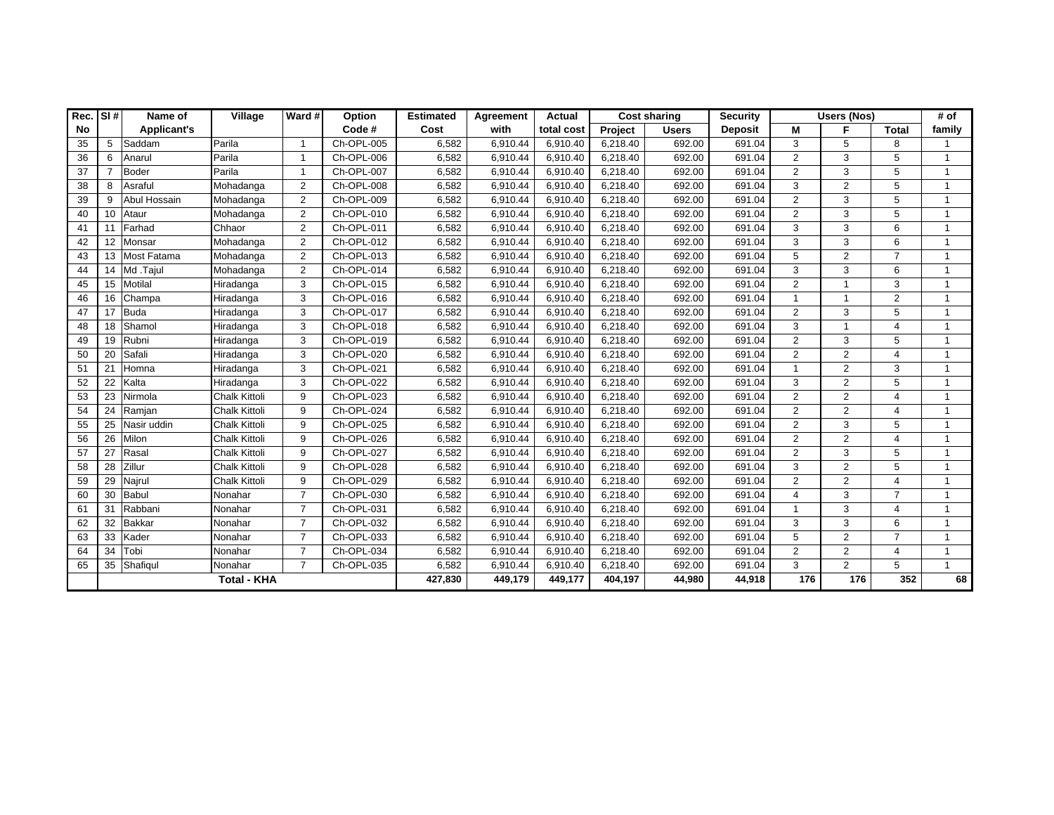| Rec. No | Sl # | Name of Applicant's | Village | Ward # | Option Code # | Estimated Cost | Agreement with | Actual total cost | Cost sharing | | Security Deposit | Users (Nos) | | | # of family |
|---|---|---|---|---|---|---|---|---|---|---|---|---|---|---|---|
| | | | | | | | | | Project | Users | | M | F | Total | |
| 35 | 5 | Saddam | Parila | 1 | Ch-OPL-005 | 6,582 | 6,910.44 | 6,910.40 | 6,218.40 | 692.00 | 691.04 | 3 | 5 | 8 | 1 |
| 36 | 6 | Anarul | Parila | 1 | Ch-OPL-006 | 6,582 | 6,910.44 | 6,910.40 | 6,218.40 | 692.00 | 691.04 | 2 | 3 | 5 | 1 |
| 37 | 7 | Boder | Parila | 1 | Ch-OPL-007 | 6,582 | 6,910.44 | 6,910.40 | 6,218.40 | 692.00 | 691.04 | 2 | 3 | 5 | 1 |
| 38 | 8 | Asraful | Mohadanga | 2 | Ch-OPL-008 | 6,582 | 6,910.44 | 6,910.40 | 6,218.40 | 692.00 | 691.04 | 3 | 2 | 5 | 1 |
| 39 | 9 | Abul Hossain | Mohadanga | 2 | Ch-OPL-009 | 6,582 | 6,910.44 | 6,910.40 | 6,218.40 | 692.00 | 691.04 | 2 | 3 | 5 | 1 |
| 40 | 10 | Ataur | Mohadanga | 2 | Ch-OPL-010 | 6,582 | 6,910.44 | 6,910.40 | 6,218.40 | 692.00 | 691.04 | 2 | 3 | 5 | 1 |
| 41 | 11 | Farhad | Chhaor | 2 | Ch-OPL-011 | 6,582 | 6,910.44 | 6,910.40 | 6,218.40 | 692.00 | 691.04 | 3 | 3 | 6 | 1 |
| 42 | 12 | Monsar | Mohadanga | 2 | Ch-OPL-012 | 6,582 | 6,910.44 | 6,910.40 | 6,218.40 | 692.00 | 691.04 | 3 | 3 | 6 | 1 |
| 43 | 13 | Most Fatama | Mohadanga | 2 | Ch-OPL-013 | 6,582 | 6,910.44 | 6,910.40 | 6,218.40 | 692.00 | 691.04 | 5 | 2 | 7 | 1 |
| 44 | 14 | Md .Tajul | Mohadanga | 2 | Ch-OPL-014 | 6,582 | 6,910.44 | 6,910.40 | 6,218.40 | 692.00 | 691.04 | 3 | 3 | 6 | 1 |
| 45 | 15 | Motilal | Hiradanga | 3 | Ch-OPL-015 | 6,582 | 6,910.44 | 6,910.40 | 6,218.40 | 692.00 | 691.04 | 2 | 1 | 3 | 1 |
| 46 | 16 | Champa | Hiradanga | 3 | Ch-OPL-016 | 6,582 | 6,910.44 | 6,910.40 | 6,218.40 | 692.00 | 691.04 | 1 | 1 | 2 | 1 |
| 47 | 17 | Buda | Hiradanga | 3 | Ch-OPL-017 | 6,582 | 6,910.44 | 6,910.40 | 6,218.40 | 692.00 | 691.04 | 2 | 3 | 5 | 1 |
| 48 | 18 | Shamol | Hiradanga | 3 | Ch-OPL-018 | 6,582 | 6,910.44 | 6,910.40 | 6,218.40 | 692.00 | 691.04 | 3 | 1 | 4 | 1 |
| 49 | 19 | Rubni | Hiradanga | 3 | Ch-OPL-019 | 6,582 | 6,910.44 | 6,910.40 | 6,218.40 | 692.00 | 691.04 | 2 | 3 | 5 | 1 |
| 50 | 20 | Safali | Hiradanga | 3 | Ch-OPL-020 | 6,582 | 6,910.44 | 6,910.40 | 6,218.40 | 692.00 | 691.04 | 2 | 2 | 4 | 1 |
| 51 | 21 | Homna | Hiradanga | 3 | Ch-OPL-021 | 6,582 | 6,910.44 | 6,910.40 | 6,218.40 | 692.00 | 691.04 | 1 | 2 | 3 | 1 |
| 52 | 22 | Kalta | Hiradanga | 3 | Ch-OPL-022 | 6,582 | 6,910.44 | 6,910.40 | 6,218.40 | 692.00 | 691.04 | 3 | 2 | 5 | 1 |
| 53 | 23 | Nirmola | Chalk Kittoli | 9 | Ch-OPL-023 | 6,582 | 6,910.44 | 6,910.40 | 6,218.40 | 692.00 | 691.04 | 2 | 2 | 4 | 1 |
| 54 | 24 | Ramjan | Chalk Kittoli | 9 | Ch-OPL-024 | 6,582 | 6,910.44 | 6,910.40 | 6,218.40 | 692.00 | 691.04 | 2 | 2 | 4 | 1 |
| 55 | 25 | Nasir uddin | Chalk Kittoli | 9 | Ch-OPL-025 | 6,582 | 6,910.44 | 6,910.40 | 6,218.40 | 692.00 | 691.04 | 2 | 3 | 5 | 1 |
| 56 | 26 | Milon | Chalk Kittoli | 9 | Ch-OPL-026 | 6,582 | 6,910.44 | 6,910.40 | 6,218.40 | 692.00 | 691.04 | 2 | 2 | 4 | 1 |
| 57 | 27 | Rasal | Chalk Kittoli | 9 | Ch-OPL-027 | 6,582 | 6,910.44 | 6,910.40 | 6,218.40 | 692.00 | 691.04 | 2 | 3 | 5 | 1 |
| 58 | 28 | Zillur | Chalk Kittoli | 9 | Ch-OPL-028 | 6,582 | 6,910.44 | 6,910.40 | 6,218.40 | 692.00 | 691.04 | 3 | 2 | 5 | 1 |
| 59 | 29 | Najrul | Chalk Kittoli | 9 | Ch-OPL-029 | 6,582 | 6,910.44 | 6,910.40 | 6,218.40 | 692.00 | 691.04 | 2 | 2 | 4 | 1 |
| 60 | 30 | Babul | Nonahar | 7 | Ch-OPL-030 | 6,582 | 6,910.44 | 6,910.40 | 6,218.40 | 692.00 | 691.04 | 4 | 3 | 7 | 1 |
| 61 | 31 | Rabbani | Nonahar | 7 | Ch-OPL-031 | 6,582 | 6,910.44 | 6,910.40 | 6,218.40 | 692.00 | 691.04 | 1 | 3 | 4 | 1 |
| 62 | 32 | Bakkar | Nonahar | 7 | Ch-OPL-032 | 6,582 | 6,910.44 | 6,910.40 | 6,218.40 | 692.00 | 691.04 | 3 | 3 | 6 | 1 |
| 63 | 33 | Kader | Nonahar | 7 | Ch-OPL-033 | 6,582 | 6,910.44 | 6,910.40 | 6,218.40 | 692.00 | 691.04 | 5 | 2 | 7 | 1 |
| 64 | 34 | Tobi | Nonahar | 7 | Ch-OPL-034 | 6,582 | 6,910.44 | 6,910.40 | 6,218.40 | 692.00 | 691.04 | 2 | 2 | 4 | 1 |
| 65 | 35 | Shafiqul | Nonahar | 7 | Ch-OPL-035 | 6,582 | 6,910.44 | 6,910.40 | 6,218.40 | 692.00 | 691.04 | 3 | 2 | 5 | 1 |
| | **Total - KHA** | | | | | **427,830** | **449,179** | **449,177** | **404,197** | **44,980** | **44,918** | **176** | **176** | **352** | **68** |